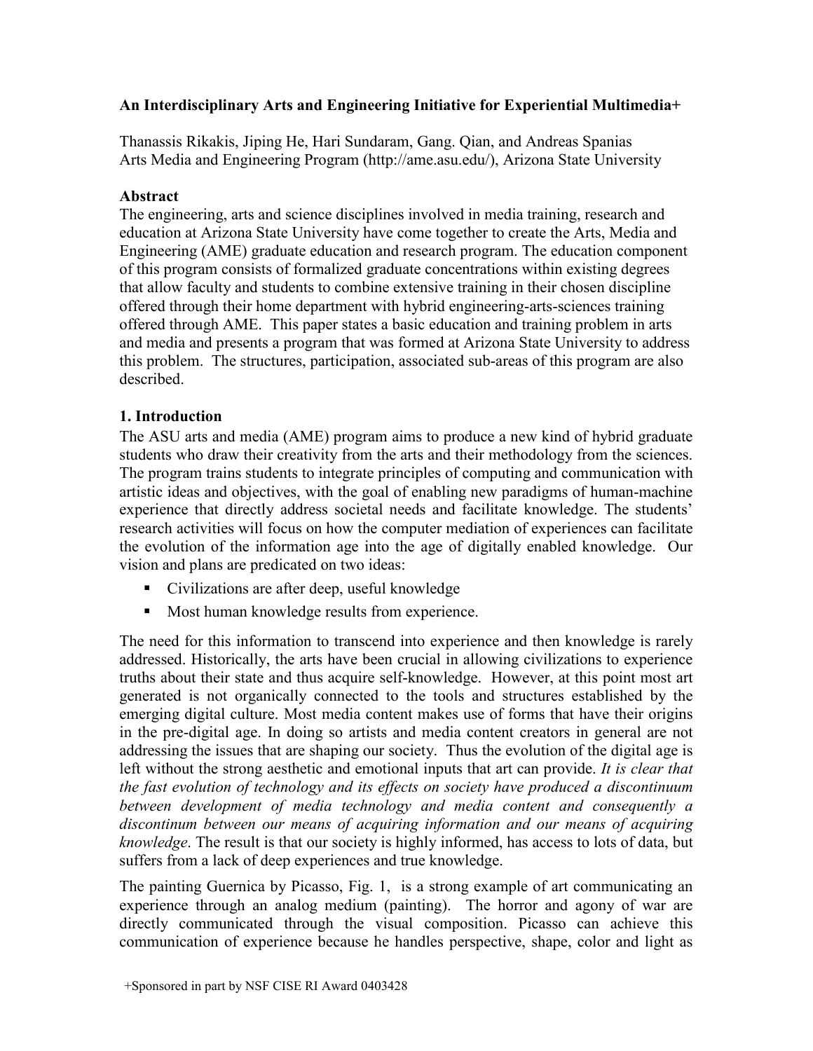## An Interdisciplinary Arts and Engineering Initiative for Experiential Multimedia+

Thanassis Rikakis, Jiping He, Hari Sundaram, Gang. Qian, and Andreas Spanias
Arts Media and Engineering Program (http://ame.asu.edu/), Arizona State University

### Abstract

The engineering, arts and science disciplines involved in media training, research and education at Arizona State University have come together to create the Arts, Media and Engineering (AME) graduate education and research program. The education component of this program consists of formalized graduate concentrations within existing degrees that allow faculty and students to combine extensive training in their chosen discipline offered through their home department with hybrid engineering-arts-sciences training offered through AME. This paper states a basic education and training problem in arts and media and presents a program that was formed at Arizona State University to address this problem. The structures, participation, associated sub-areas of this program are also described.

### 1. Introduction

The ASU arts and media (AME) program aims to produce a new kind of hybrid graduate students who draw their creativity from the arts and their methodology from the sciences. The program trains students to integrate principles of computing and communication with artistic ideas and objectives, with the goal of enabling new paradigms of human-machine experience that directly address societal needs and facilitate knowledge. The students' research activities will focus on how the computer mediation of experiences can facilitate the evolution of the information age into the age of digitally enabled knowledge. Our vision and plans are predicated on two ideas:

- Civilizations are after deep, useful knowledge
- Most human knowledge results from experience.

The need for this information to transcend into experience and then knowledge is rarely addressed. Historically, the arts have been crucial in allowing civilizations to experience truths about their state and thus acquire self-knowledge. However, at this point most art generated is not organically connected to the tools and structures established by the emerging digital culture. Most media content makes use of forms that have their origins in the pre-digital age. In doing so artists and media content creators in general are not addressing the issues that are shaping our society. Thus the evolution of the digital age is left without the strong aesthetic and emotional inputs that art can provide. *It is clear that the fast evolution of technology and its effects on society have produced a discontinuum between development of media technology and media content and consequently a discontinum between our means of acquiring information and our means of acquiring knowledge*. The result is that our society is highly informed, has access to lots of data, but suffers from a lack of deep experiences and true knowledge.

The painting Guernica by Picasso, Fig. 1, is a strong example of art communicating an experience through an analog medium (painting). The horror and agony of war are directly communicated through the visual composition. Picasso can achieve this communication of experience because he handles perspective, shape, color and light as

+Sponsored in part by NSF CISE RI Award 0403428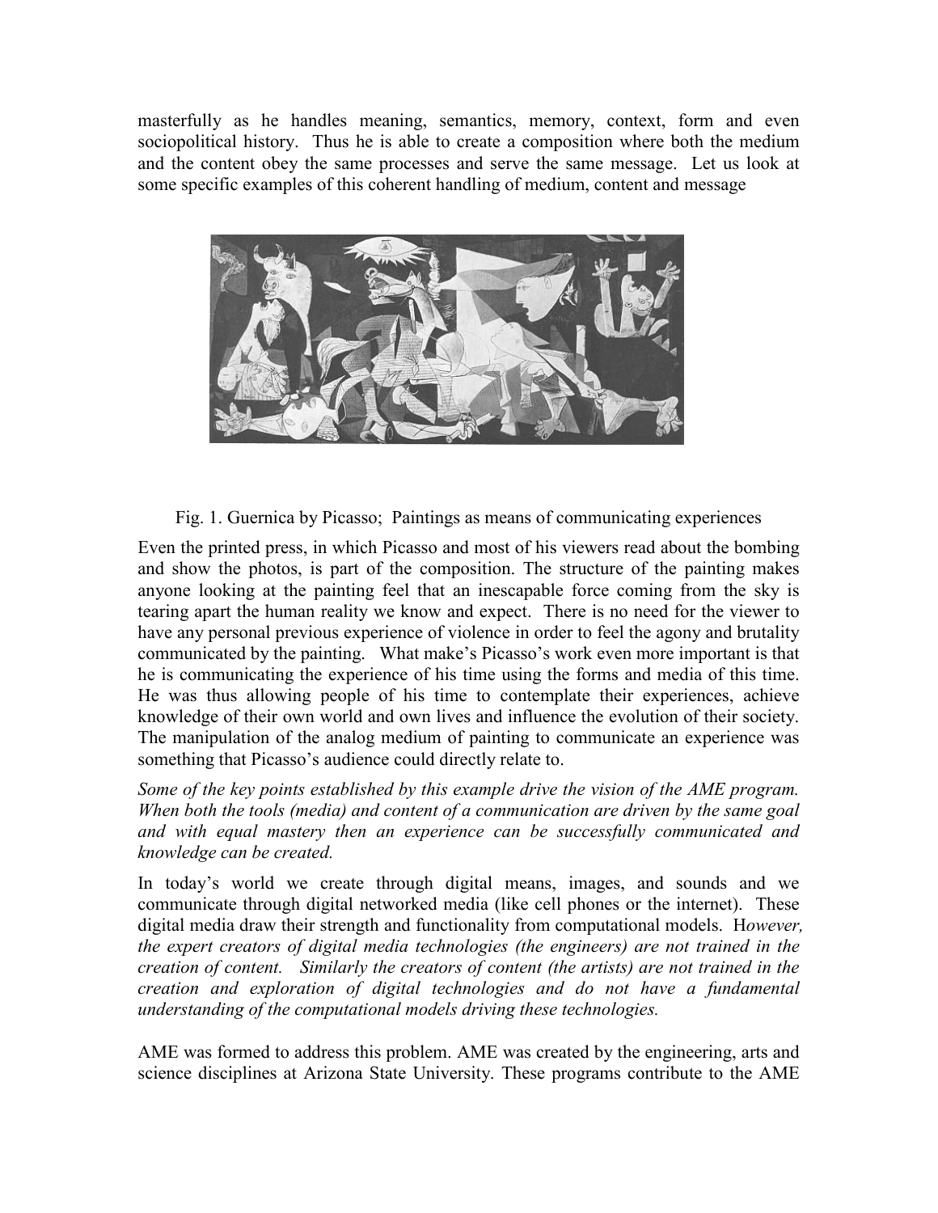masterfully as he handles meaning, semantics, memory, context, form and even sociopolitical history. Thus he is able to create a composition where both the medium and the content obey the same processes and serve the same message. Let us look at some specific examples of this coherent handling of medium, content and message

Fig. 1. Guernica by Picasso; Paintings as means of communicating experiences

Even the printed press, in which Picasso and most of his viewers read about the bombing and show the photos, is part of the composition. The structure of the painting makes anyone looking at the painting feel that an inescapable force coming from the sky is tearing apart the human reality we know and expect. There is no need for the viewer to have any personal previous experience of violence in order to feel the agony and brutality communicated by the painting. What make's Picasso's work even more important is that he is communicating the experience of his time using the forms and media of this time. He was thus allowing people of his time to contemplate their experiences, achieve knowledge of their own world and own lives and influence the evolution of their society. The manipulation of the analog medium of painting to communicate an experience was something that Picasso's audience could directly relate to.

*Some of the key points established by this example drive the vision of the AME program. When both the tools (media) and content of a communication are driven by the same goal and with equal mastery then an experience can be successfully communicated and knowledge can be created.*

In today's world we create through digital means, images, and sounds and we communicate through digital networked media (like cell phones or the internet). These digital media draw their strength and functionality from computational models. H*owever, the expert creators of digital media technologies (the engineers) are not trained in the creation of content. Similarly the creators of content (the artists) are not trained in the creation and exploration of digital technologies and do not have a fundamental understanding of the computational models driving these technologies.*

AME was formed to address this problem. AME was created by the engineering, arts and science disciplines at Arizona State University. These programs contribute to the AME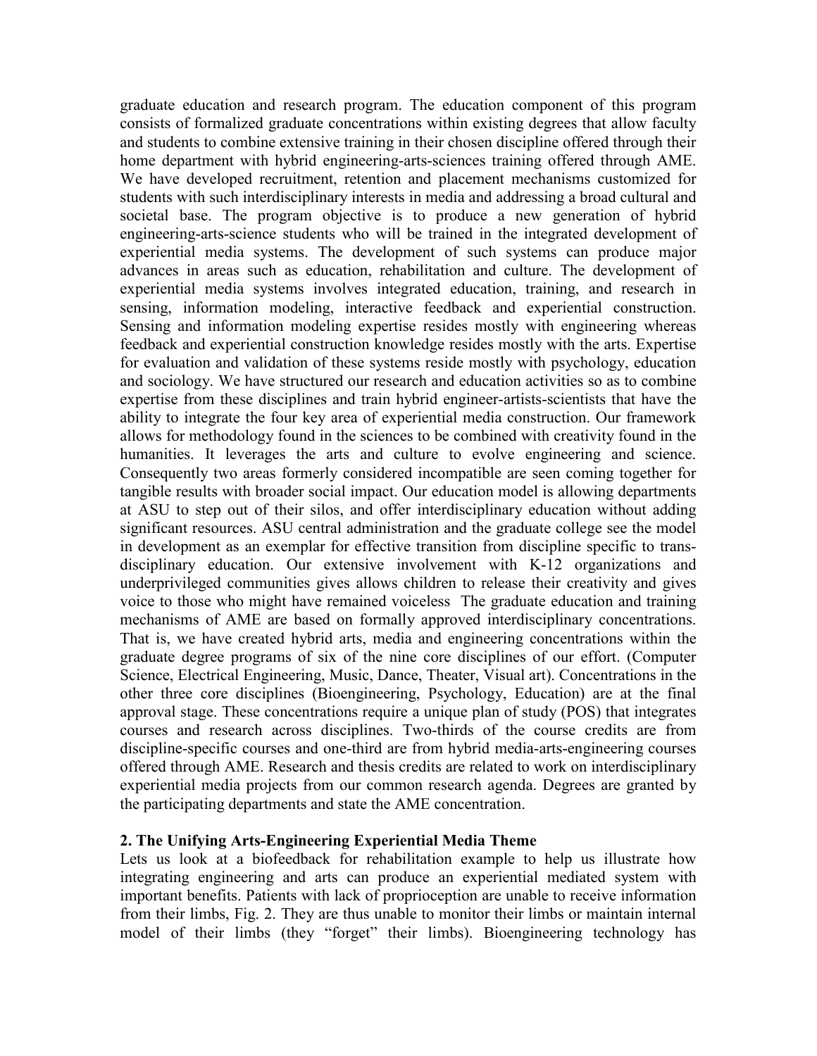graduate education and research program. The education component of this program consists of formalized graduate concentrations within existing degrees that allow faculty and students to combine extensive training in their chosen discipline offered through their home department with hybrid engineering-arts-sciences training offered through AME. We have developed recruitment, retention and placement mechanisms customized for students with such interdisciplinary interests in media and addressing a broad cultural and societal base. The program objective is to produce a new generation of hybrid engineering-arts-science students who will be trained in the integrated development of experiential media systems. The development of such systems can produce major advances in areas such as education, rehabilitation and culture. The development of experiential media systems involves integrated education, training, and research in sensing, information modeling, interactive feedback and experiential construction. Sensing and information modeling expertise resides mostly with engineering whereas feedback and experiential construction knowledge resides mostly with the arts. Expertise for evaluation and validation of these systems reside mostly with psychology, education and sociology. We have structured our research and education activities so as to combine expertise from these disciplines and train hybrid engineer-artists-scientists that have the ability to integrate the four key area of experiential media construction. Our framework allows for methodology found in the sciences to be combined with creativity found in the humanities. It leverages the arts and culture to evolve engineering and science. Consequently two areas formerly considered incompatible are seen coming together for tangible results with broader social impact. Our education model is allowing departments at ASU to step out of their silos, and offer interdisciplinary education without adding significant resources. ASU central administration and the graduate college see the model in development as an exemplar for effective transition from discipline specific to trans-disciplinary education. Our extensive involvement with K-12 organizations and underprivileged communities gives allows children to release their creativity and gives voice to those who might have remained voiceless The graduate education and training mechanisms of AME are based on formally approved interdisciplinary concentrations. That is, we have created hybrid arts, media and engineering concentrations within the graduate degree programs of six of the nine core disciplines of our effort. (Computer Science, Electrical Engineering, Music, Dance, Theater, Visual art). Concentrations in the other three core disciplines (Bioengineering, Psychology, Education) are at the final approval stage. These concentrations require a unique plan of study (POS) that integrates courses and research across disciplines. Two-thirds of the course credits are from discipline-specific courses and one-third are from hybrid media-arts-engineering courses offered through AME. Research and thesis credits are related to work on interdisciplinary experiential media projects from our common research agenda. Degrees are granted by the participating departments and state the AME concentration.

## 2. The Unifying Arts-Engineering Experiential Media Theme

Lets us look at a biofeedback for rehabilitation example to help us illustrate how integrating engineering and arts can produce an experiential mediated system with important benefits. Patients with lack of proprioception are unable to receive information from their limbs, Fig. 2. They are thus unable to monitor their limbs or maintain internal model of their limbs (they "forget" their limbs). Bioengineering technology has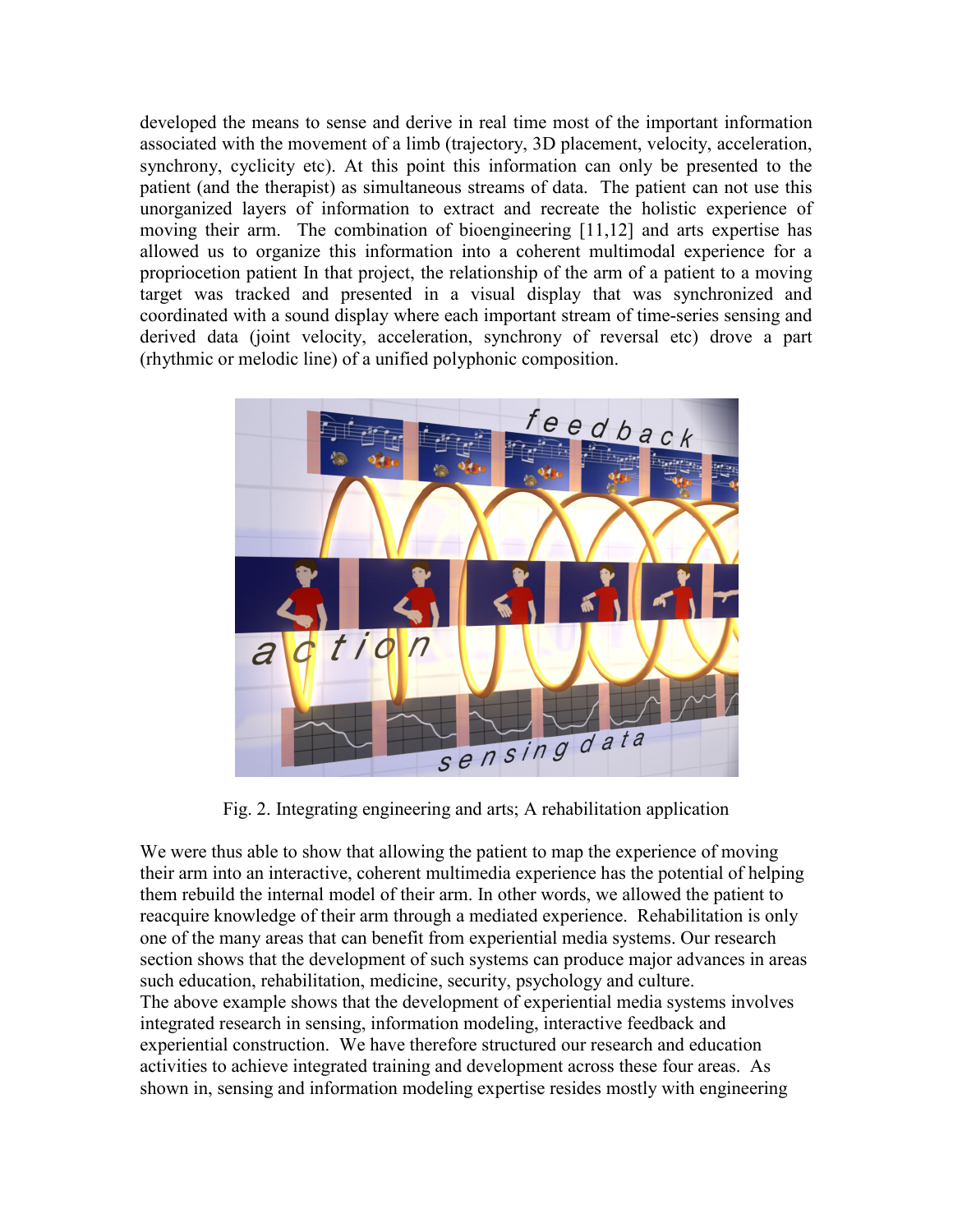developed the means to sense and derive in real time most of the important information associated with the movement of a limb (trajectory, 3D placement, velocity, acceleration, synchrony, cyclicity etc). At this point this information can only be presented to the patient (and the therapist) as simultaneous streams of data. The patient can not use this unorganized layers of information to extract and recreate the holistic experience of moving their arm. The combination of bioengineering [11,12] and arts expertise has allowed us to organize this information into a coherent multimodal experience for a propriocetion patient In that project, the relationship of the arm of a patient to a moving target was tracked and presented in a visual display that was synchronized and coordinated with a sound display where each important stream of time-series sensing and derived data (joint velocity, acceleration, synchrony of reversal etc) drove a part (rhythmic or melodic line) of a unified polyphonic composition.

Fig. 2. Integrating engineering and arts; A rehabilitation application

We were thus able to show that allowing the patient to map the experience of moving their arm into an interactive, coherent multimedia experience has the potential of helping them rebuild the internal model of their arm. In other words, we allowed the patient to reacquire knowledge of their arm through a mediated experience. Rehabilitation is only one of the many areas that can benefit from experiential media systems. Our research section shows that the development of such systems can produce major advances in areas such education, rehabilitation, medicine, security, psychology and culture.
The above example shows that the development of experiential media systems involves integrated research in sensing, information modeling, interactive feedback and experiential construction. We have therefore structured our research and education activities to achieve integrated training and development across these four areas. As shown in, sensing and information modeling expertise resides mostly with engineering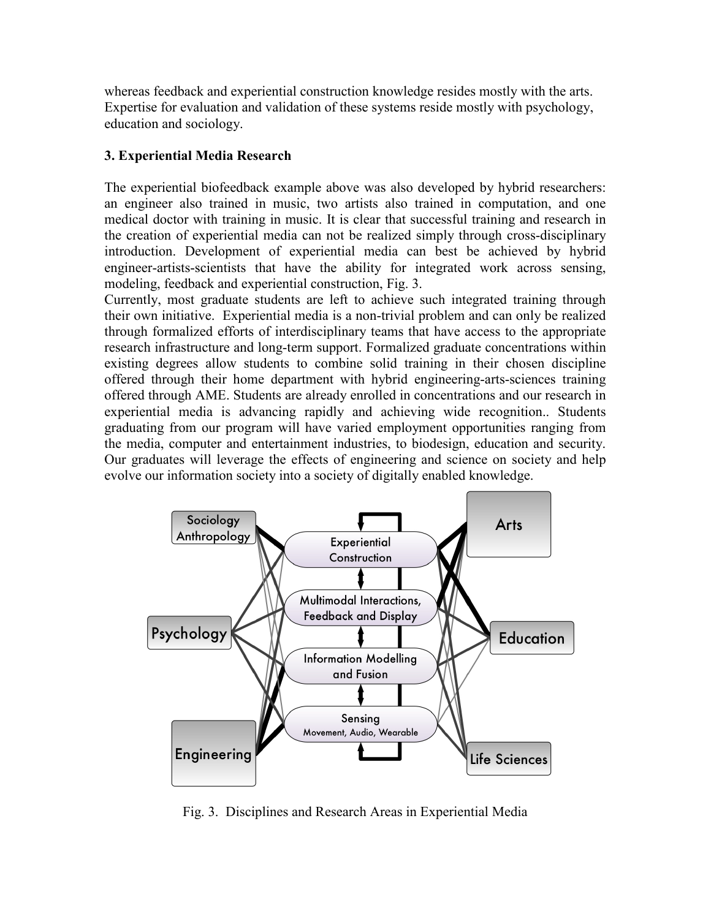whereas feedback and experiential construction knowledge resides mostly with the arts. Expertise for evaluation and validation of these systems reside mostly with psychology, education and sociology.

### 3. Experiential Media Research

The experiential biofeedback example above was also developed by hybrid researchers: an engineer also trained in music, two artists also trained in computation, and one medical doctor with training in music. It is clear that successful training and research in the creation of experiential media can not be realized simply through cross-disciplinary introduction. Development of experiential media can best be achieved by hybrid engineer-artists-scientists that have the ability for integrated work across sensing, modeling, feedback and experiential construction, Fig. 3.

Currently, most graduate students are left to achieve such integrated training through their own initiative. Experiential media is a non-trivial problem and can only be realized through formalized efforts of interdisciplinary teams that have access to the appropriate research infrastructure and long-term support. Formalized graduate concentrations within existing degrees allow students to combine solid training in their chosen discipline offered through their home department with hybrid engineering-arts-sciences training offered through AME. Students are already enrolled in concentrations and our research in experiential media is advancing rapidly and achieving wide recognition.. Students graduating from our program will have varied employment opportunities ranging from the media, computer and entertainment industries, to biodesign, education and security. Our graduates will leverage the effects of engineering and science on society and help evolve our information society into a society of digitally enabled knowledge.

Fig. 3. Disciplines and Research Areas in Experiential Media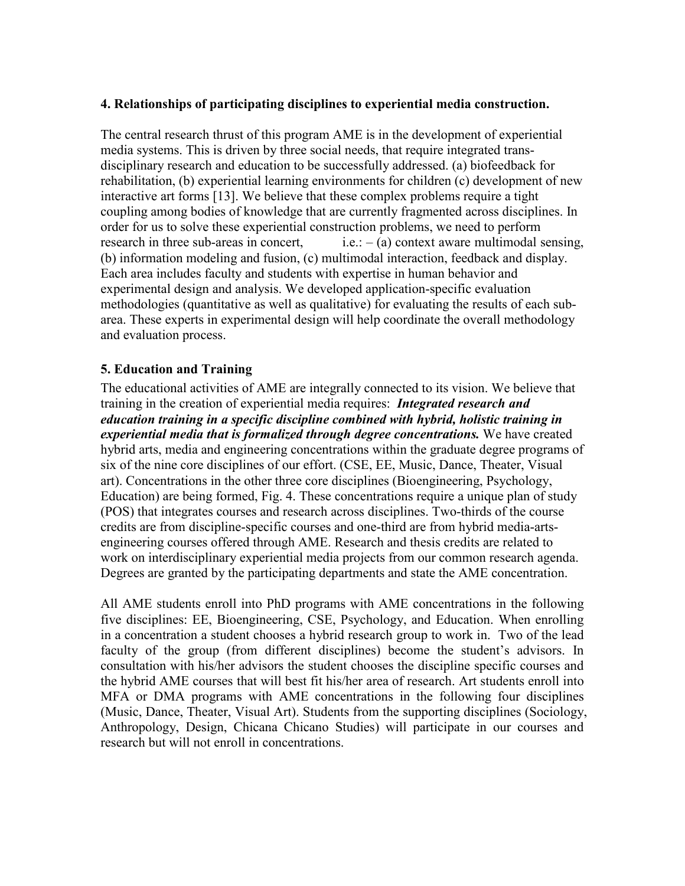## 4. Relationships of participating disciplines to experiential media construction.

The central research thrust of this program AME is in the development of experiential media systems. This is driven by three social needs, that require integrated trans-disciplinary research and education to be successfully addressed. (a) biofeedback for rehabilitation, (b) experiential learning environments for children (c) development of new interactive art forms [13]. We believe that these complex problems require a tight coupling among bodies of knowledge that are currently fragmented across disciplines. In order for us to solve these experiential construction problems, we need to perform research in three sub-areas in concert, i.e.: – (a) context aware multimodal sensing, (b) information modeling and fusion, (c) multimodal interaction, feedback and display. Each area includes faculty and students with expertise in human behavior and experimental design and analysis. We developed application-specific evaluation methodologies (quantitative as well as qualitative) for evaluating the results of each sub-area. These experts in experimental design will help coordinate the overall methodology and evaluation process.

## 5. Education and Training

The educational activities of AME are integrally connected to its vision. We believe that training in the creation of experiential media requires: ***Integrated research and education training in a specific discipline combined with hybrid, holistic training in experiential media that is formalized through degree concentrations.*** We have created hybrid arts, media and engineering concentrations within the graduate degree programs of six of the nine core disciplines of our effort. (CSE, EE, Music, Dance, Theater, Visual art). Concentrations in the other three core disciplines (Bioengineering, Psychology, Education) are being formed, Fig. 4. These concentrations require a unique plan of study (POS) that integrates courses and research across disciplines. Two-thirds of the course credits are from discipline-specific courses and one-third are from hybrid media-arts-engineering courses offered through AME. Research and thesis credits are related to work on interdisciplinary experiential media projects from our common research agenda. Degrees are granted by the participating departments and state the AME concentration.

All AME students enroll into PhD programs with AME concentrations in the following five disciplines: EE, Bioengineering, CSE, Psychology, and Education. When enrolling in a concentration a student chooses a hybrid research group to work in. Two of the lead faculty of the group (from different disciplines) become the student's advisors. In consultation with his/her advisors the student chooses the discipline specific courses and the hybrid AME courses that will best fit his/her area of research. Art students enroll into MFA or DMA programs with AME concentrations in the following four disciplines (Music, Dance, Theater, Visual Art). Students from the supporting disciplines (Sociology, Anthropology, Design, Chicana Chicano Studies) will participate in our courses and research but will not enroll in concentrations.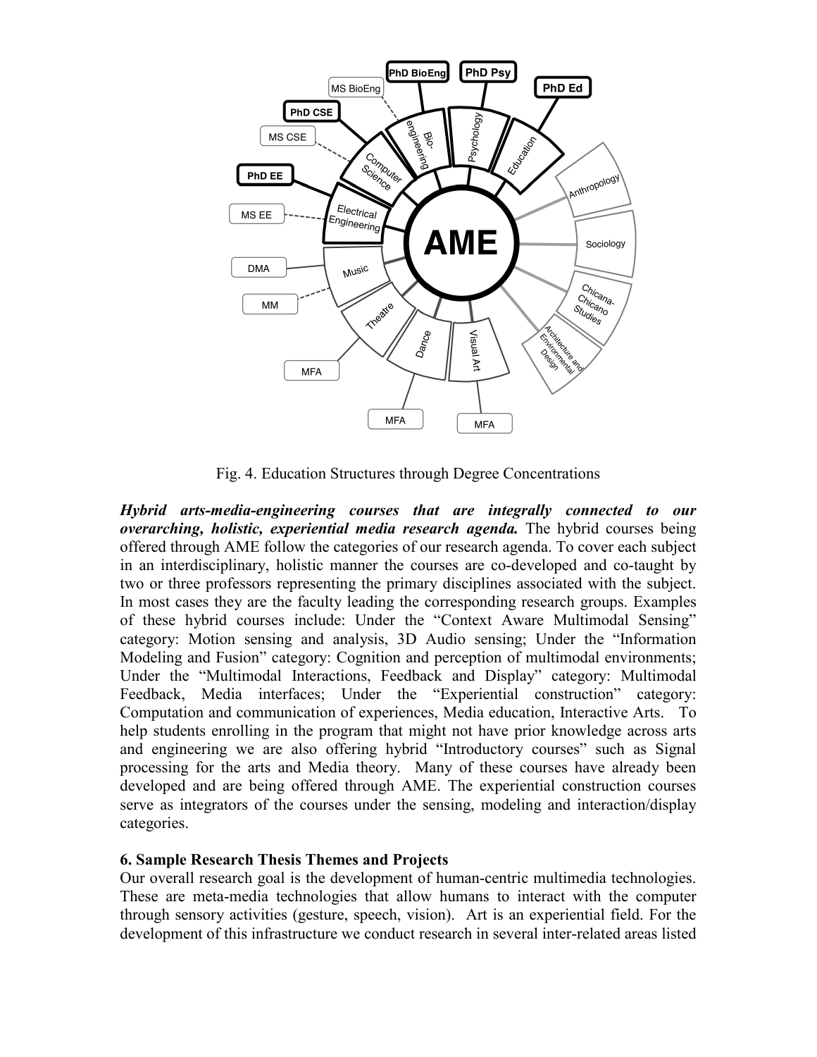Fig. 4. Education Structures through Degree Concentrations

***Hybrid arts-media-engineering courses that are integrally connected to our overarching, holistic, experiential media research agenda.*** The hybrid courses being offered through AME follow the categories of our research agenda. To cover each subject in an interdisciplinary, holistic manner the courses are co-developed and co-taught by two or three professors representing the primary disciplines associated with the subject. In most cases they are the faculty leading the corresponding research groups. Examples of these hybrid courses include: Under the "Context Aware Multimodal Sensing" category: Motion sensing and analysis, 3D Audio sensing; Under the "Information Modeling and Fusion" category: Cognition and perception of multimodal environments; Under the "Multimodal Interactions, Feedback and Display" category: Multimodal Feedback, Media interfaces; Under the "Experiential construction" category: Computation and communication of experiences, Media education, Interactive Arts. To help students enrolling in the program that might not have prior knowledge across arts and engineering we are also offering hybrid "Introductory courses" such as Signal processing for the arts and Media theory. Many of these courses have already been developed and are being offered through AME. The experiential construction courses serve as integrators of the courses under the sensing, modeling and interaction/display categories.

### 6. Sample Research Thesis Themes and Projects

Our overall research goal is the development of human-centric multimedia technologies. These are meta-media technologies that allow humans to interact with the computer through sensory activities (gesture, speech, vision). Art is an experiential field. For the development of this infrastructure we conduct research in several inter-related areas listed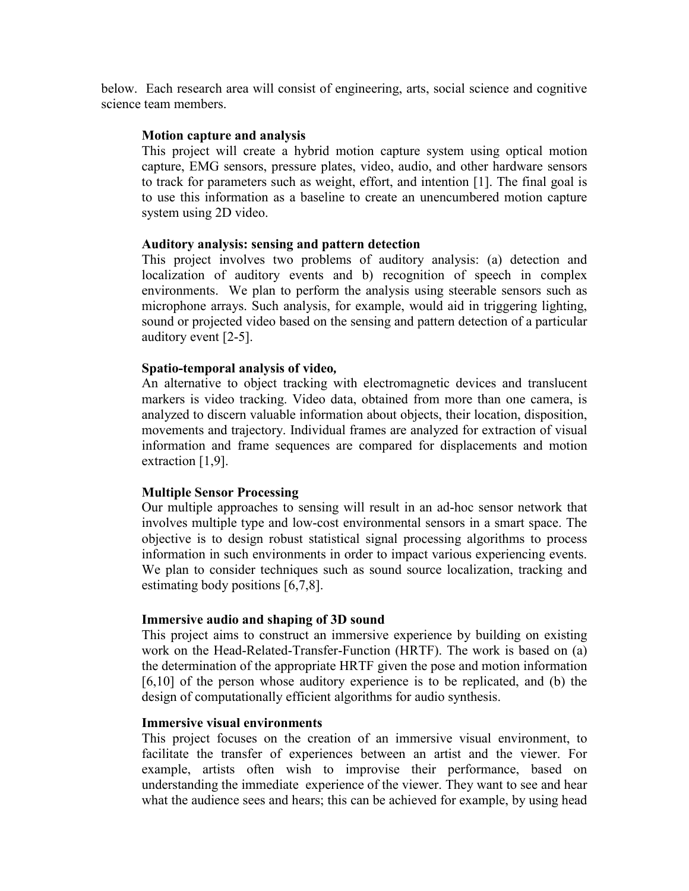below. Each research area will consist of engineering, arts, social science and cognitive science team members.

**Motion capture and analysis**

This project will create a hybrid motion capture system using optical motion capture, EMG sensors, pressure plates, video, audio, and other hardware sensors to track for parameters such as weight, effort, and intention [1]. The final goal is to use this information as a baseline to create an unencumbered motion capture system using 2D video.

**Auditory analysis: sensing and pattern detection**

This project involves two problems of auditory analysis: (a) detection and localization of auditory events and b) recognition of speech in complex environments. We plan to perform the analysis using steerable sensors such as microphone arrays. Such analysis, for example, would aid in triggering lighting, sound or projected video based on the sensing and pattern detection of a particular auditory event [2-5].

**Spatio-temporal analysis of video,**

An alternative to object tracking with electromagnetic devices and translucent markers is video tracking. Video data, obtained from more than one camera, is analyzed to discern valuable information about objects, their location, disposition, movements and trajectory. Individual frames are analyzed for extraction of visual information and frame sequences are compared for displacements and motion extraction [1,9].

**Multiple Sensor Processing**

Our multiple approaches to sensing will result in an ad-hoc sensor network that involves multiple type and low-cost environmental sensors in a smart space. The objective is to design robust statistical signal processing algorithms to process information in such environments in order to impact various experiencing events. We plan to consider techniques such as sound source localization, tracking and estimating body positions [6,7,8].

**Immersive audio and shaping of 3D sound**

This project aims to construct an immersive experience by building on existing work on the Head-Related-Transfer-Function (HRTF). The work is based on (a) the determination of the appropriate HRTF given the pose and motion information [6,10] of the person whose auditory experience is to be replicated, and (b) the design of computationally efficient algorithms for audio synthesis.

**Immersive visual environments**

This project focuses on the creation of an immersive visual environment, to facilitate the transfer of experiences between an artist and the viewer. For example, artists often wish to improvise their performance, based on understanding the immediate experience of the viewer. They want to see and hear what the audience sees and hears; this can be achieved for example, by using head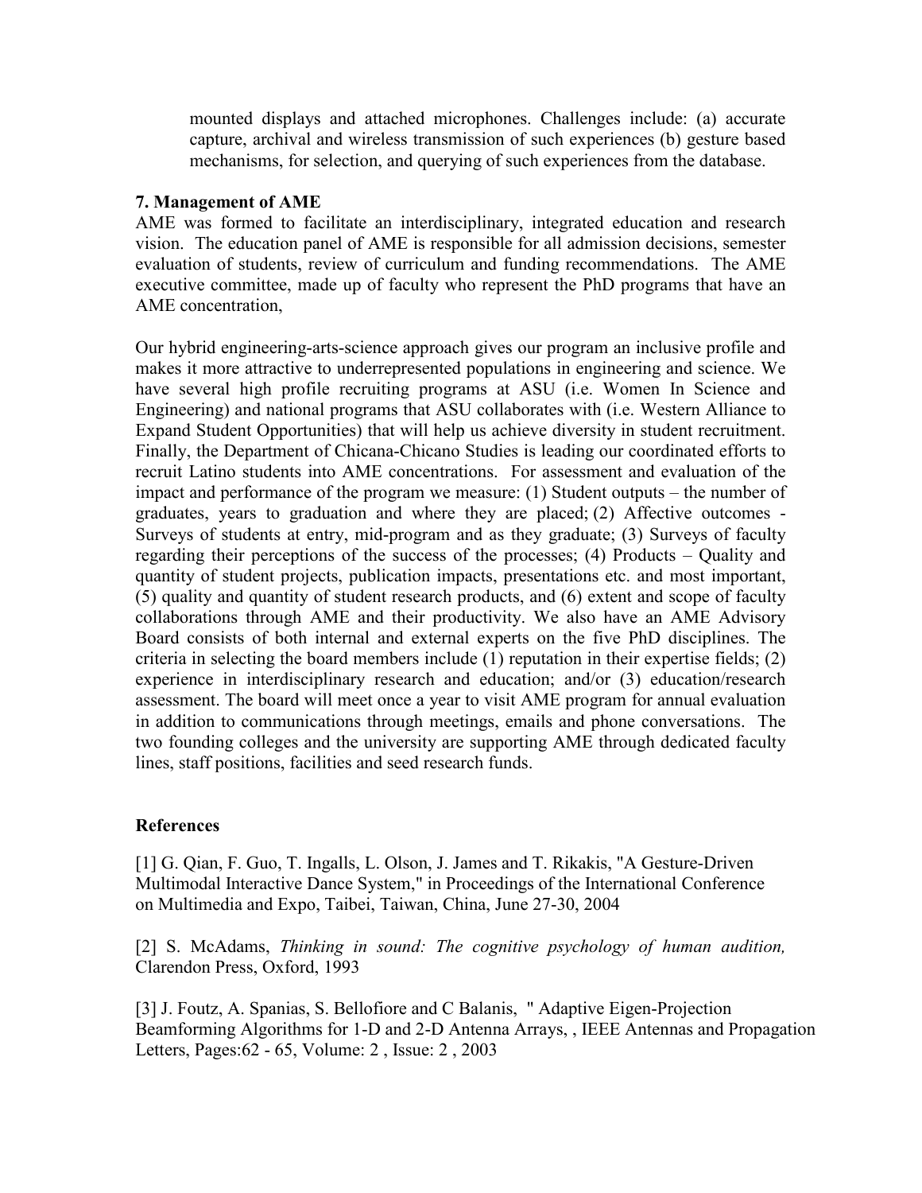mounted displays and attached microphones. Challenges include: (a) accurate capture, archival and wireless transmission of such experiences (b) gesture based mechanisms, for selection, and querying of such experiences from the database.

**7. Management of AME**

AME was formed to facilitate an interdisciplinary, integrated education and research vision. The education panel of AME is responsible for all admission decisions, semester evaluation of students, review of curriculum and funding recommendations. The AME executive committee, made up of faculty who represent the PhD programs that have an AME concentration,

Our hybrid engineering-arts-science approach gives our program an inclusive profile and makes it more attractive to underrepresented populations in engineering and science. We have several high profile recruiting programs at ASU (i.e. Women In Science and Engineering) and national programs that ASU collaborates with (i.e. Western Alliance to Expand Student Opportunities) that will help us achieve diversity in student recruitment. Finally, the Department of Chicana-Chicano Studies is leading our coordinated efforts to recruit Latino students into AME concentrations. For assessment and evaluation of the impact and performance of the program we measure: (1) Student outputs – the number of graduates, years to graduation and where they are placed; (2) Affective outcomes - Surveys of students at entry, mid-program and as they graduate; (3) Surveys of faculty regarding their perceptions of the success of the processes; (4) Products – Quality and quantity of student projects, publication impacts, presentations etc. and most important, (5) quality and quantity of student research products, and (6) extent and scope of faculty collaborations through AME and their productivity. We also have an AME Advisory Board consists of both internal and external experts on the five PhD disciplines. The criteria in selecting the board members include (1) reputation in their expertise fields; (2) experience in interdisciplinary research and education; and/or (3) education/research assessment. The board will meet once a year to visit AME program for annual evaluation in addition to communications through meetings, emails and phone conversations. The two founding colleges and the university are supporting AME through dedicated faculty lines, staff positions, facilities and seed research funds.

**References**

[1] G. Qian, F. Guo, T. Ingalls, L. Olson, J. James and T. Rikakis, "A Gesture-Driven Multimodal Interactive Dance System," in Proceedings of the International Conference on Multimedia and Expo, Taibei, Taiwan, China, June 27-30, 2004

[2] S. McAdams, *Thinking in sound: The cognitive psychology of human audition,* Clarendon Press, Oxford, 1993

[3] J. Foutz, A. Spanias, S. Bellofiore and C Balanis, " Adaptive Eigen-Projection Beamforming Algorithms for 1-D and 2-D Antenna Arrays, , IEEE Antennas and Propagation Letters, Pages:62 - 65, Volume: 2 , Issue: 2 , 2003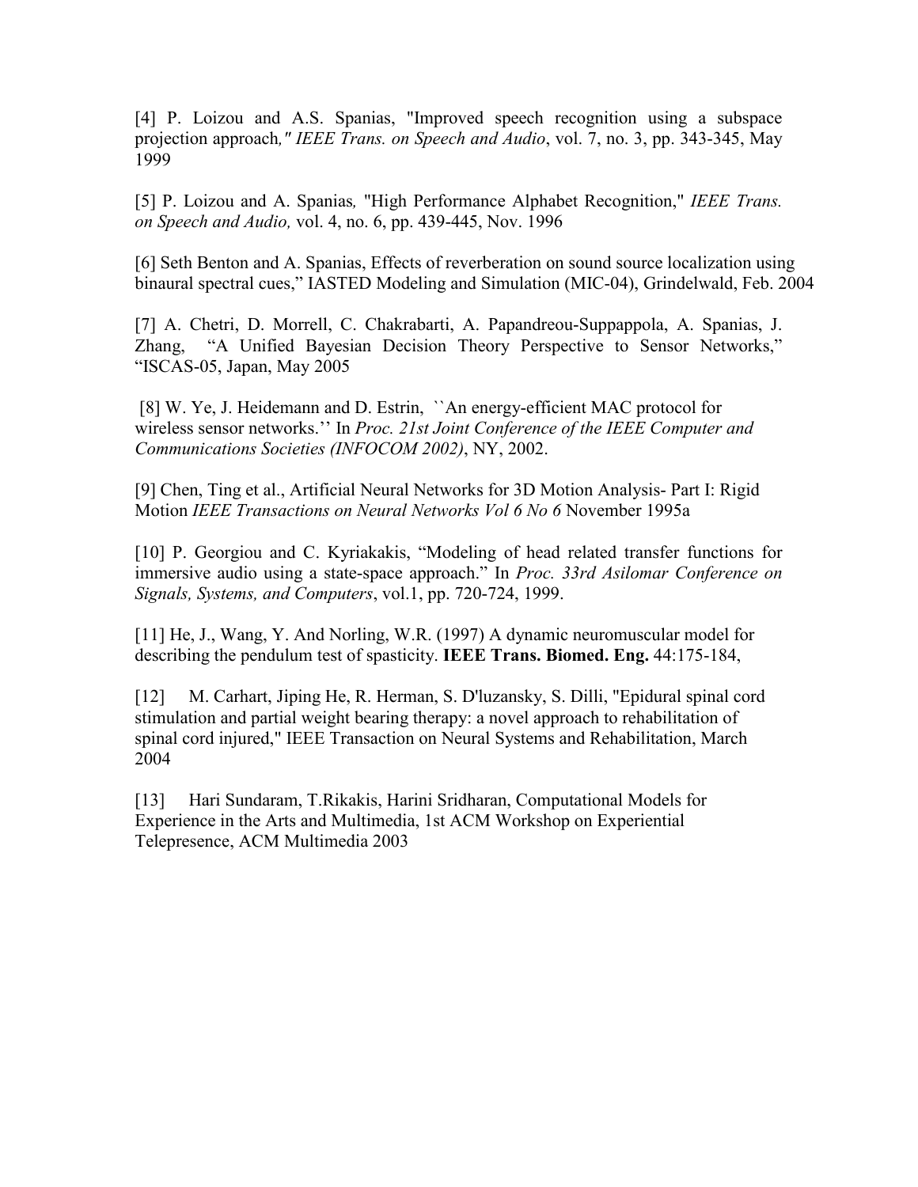[4] P. Loizou and A.S. Spanias, "Improved speech recognition using a subspace projection approach*," IEEE Trans. on Speech and Audio*, vol. 7, no. 3, pp. 343-345, May 1999

[5] P. Loizou and A. Spanias*,* "High Performance Alphabet Recognition," *IEEE Trans. on Speech and Audio,* vol. 4, no. 6, pp. 439-445, Nov. 1996

[6] Seth Benton and A. Spanias, Effects of reverberation on sound source localization using binaural spectral cues," IASTED Modeling and Simulation (MIC-04), Grindelwald, Feb. 2004

[7] A. Chetri, D. Morrell, C. Chakrabarti, A. Papandreou-Suppappola, A. Spanias, J. Zhang, "A Unified Bayesian Decision Theory Perspective to Sensor Networks," "ISCAS-05, Japan, May 2005

[8] W. Ye, J. Heidemann and D. Estrin, ``An energy-efficient MAC protocol for wireless sensor networks.'' In *Proc. 21st Joint Conference of the IEEE Computer and Communications Societies (INFOCOM 2002)*, NY, 2002.

[9] Chen, Ting et al., Artificial Neural Networks for 3D Motion Analysis- Part I: Rigid Motion *IEEE Transactions on Neural Networks Vol 6 No 6* November 1995a

[10] P. Georgiou and C. Kyriakakis, "Modeling of head related transfer functions for immersive audio using a state-space approach." In *Proc. 33rd Asilomar Conference on Signals, Systems, and Computers*, vol.1, pp. 720-724, 1999.

[11] He, J., Wang, Y. And Norling, W.R. (1997) A dynamic neuromuscular model for describing the pendulum test of spasticity. **IEEE Trans. Biomed. Eng.** 44:175-184,

[12] M. Carhart, Jiping He, R. Herman, S. D'luzansky, S. Dilli, "Epidural spinal cord stimulation and partial weight bearing therapy: a novel approach to rehabilitation of spinal cord injured," IEEE Transaction on Neural Systems and Rehabilitation, March 2004

[13] Hari Sundaram, T.Rikakis, Harini Sridharan, Computational Models for Experience in the Arts and Multimedia, 1st ACM Workshop on Experiential Telepresence, ACM Multimedia 2003